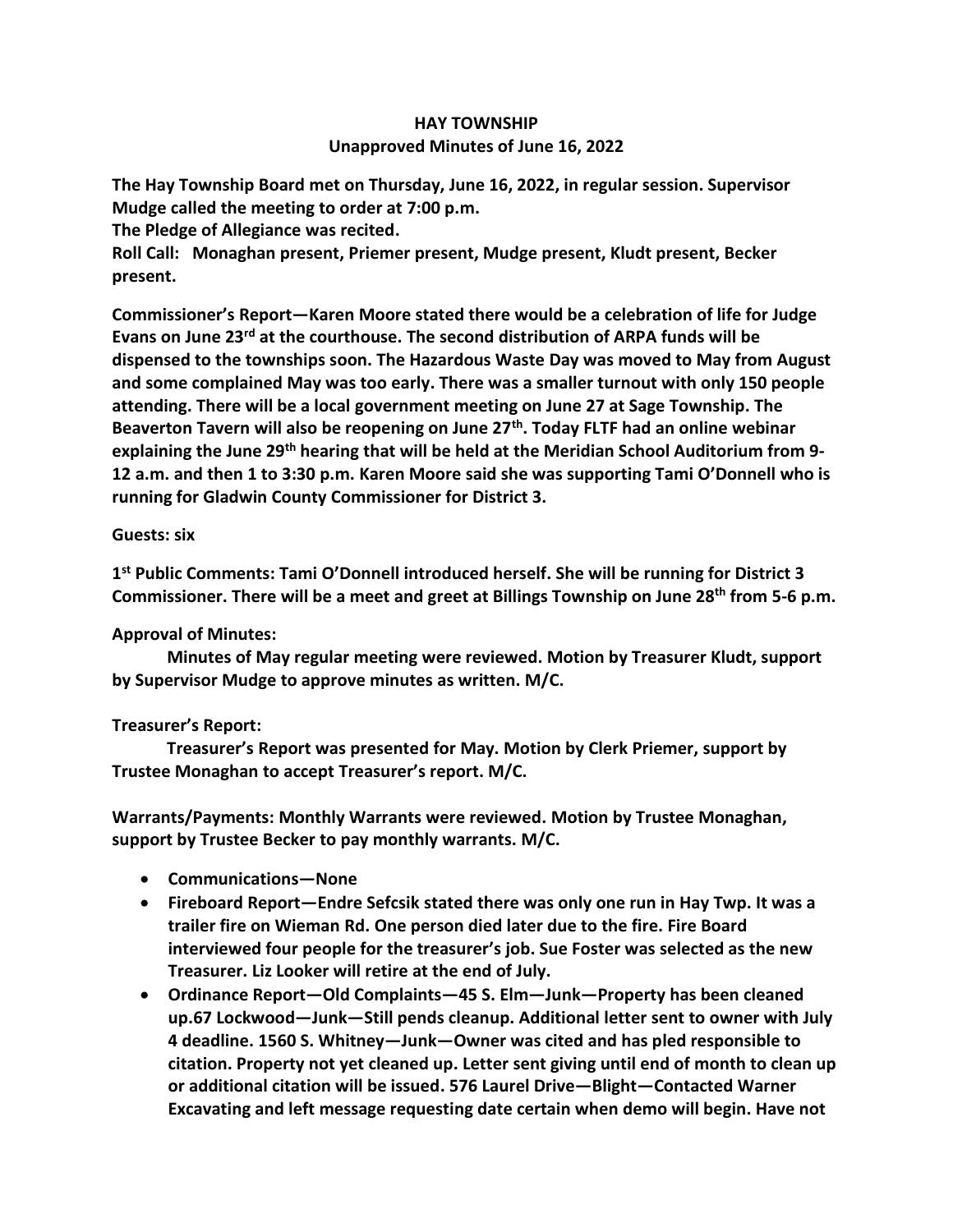# HAY TOWNSHIP

## Unapproved Minutes of June 16, 2022

**The Hay Township Board met on Thursday, June 16, 2022, in regular session. Supervisor Mudge called the meeting to order at 7:00 p.m.**

**The Pledge of Allegiance was recited.**

**Roll Call: Monaghan present, Priemer present, Mudge present, Kludt present, Becker present.**

**Commissioner's Report—Karen Moore stated there would be a celebration of life for Judge Evans on June 23rd at the courthouse. The second distribution of ARPA funds will be dispensed to the townships soon. The Hazardous Waste Day was moved to May from August and some complained May was too early. There was a smaller turnout with only 150 people attending. There will be a local government meeting on June 27 at Sage Township. The Beaverton Tavern will also be reopening on June 27th. Today FLTF had an online webinar explaining the June 29th hearing that will be held at the Meridian School Auditorium from 9-12 a.m. and then 1 to 3:30 p.m. Karen Moore said she was supporting Tami O'Donnell who is running for Gladwin County Commissioner for District 3.**

**Guests: six**

**1st Public Comments: Tami O'Donnell introduced herself. She will be running for District 3 Commissioner. There will be a meet and greet at Billings Township on June 28th from 5-6 p.m.**

**Approval of Minutes:**

**Minutes of May regular meeting were reviewed. Motion by Treasurer Kludt, support by Supervisor Mudge to approve minutes as written. M/C.**

**Treasurer's Report:**

**Treasurer's Report was presented for May. Motion by Clerk Priemer, support by Trustee Monaghan to accept Treasurer's report. M/C.**

**Warrants/Payments: Monthly Warrants were reviewed. Motion by Trustee Monaghan, support by Trustee Becker to pay monthly warrants. M/C.**

- **Communications—None**
- **Fireboard Report—Endre Sefcsik stated there was only one run in Hay Twp. It was a trailer fire on Wieman Rd. One person died later due to the fire. Fire Board interviewed four people for the treasurer's job. Sue Foster was selected as the new Treasurer. Liz Looker will retire at the end of July.**
- **Ordinance Report—Old Complaints—45 S. Elm—Junk—Property has been cleaned up.67 Lockwood—Junk—Still pends cleanup. Additional letter sent to owner with July 4 deadline. 1560 S. Whitney—Junk—Owner was cited and has pled responsible to citation. Property not yet cleaned up. Letter sent giving until end of month to clean up or additional citation will be issued. 576 Laurel Drive—Blight—Contacted Warner Excavating and left message requesting date certain when demo will begin. Have not**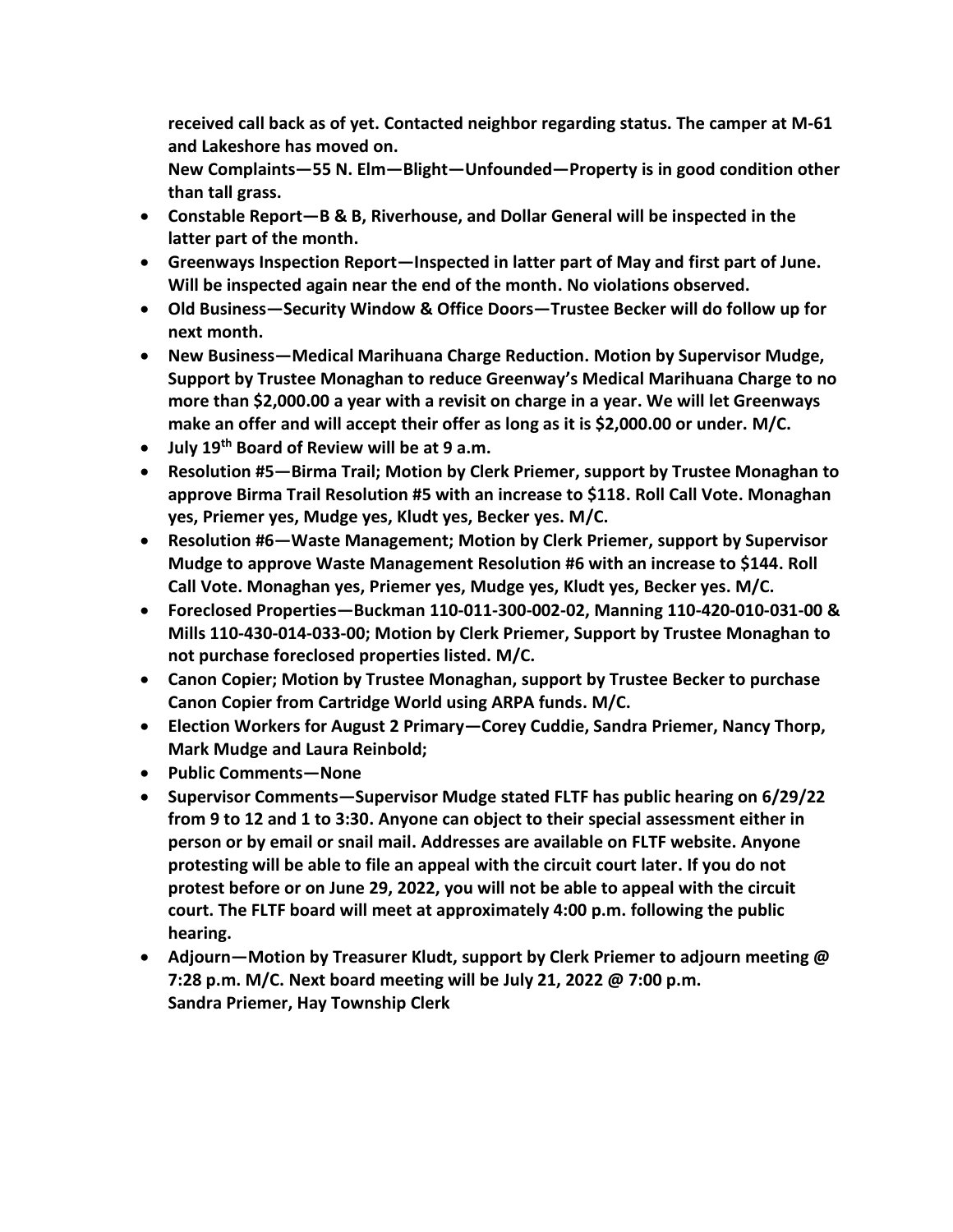**received call back as of yet. Contacted neighbor regarding status. The camper at M-61 and Lakeshore has moved on.**
**New Complaints—55 N. Elm—Blight—Unfounded—Property is in good condition other than tall grass.**

- **Constable Report—B & B, Riverhouse, and Dollar General will be inspected in the latter part of the month.**
- **Greenways Inspection Report—Inspected in latter part of May and first part of June. Will be inspected again near the end of the month. No violations observed.**
- **Old Business—Security Window & Office Doors—Trustee Becker will do follow up for next month.**
- **New Business—Medical Marihuana Charge Reduction. Motion by Supervisor Mudge, Support by Trustee Monaghan to reduce Greenway's Medical Marihuana Charge to no more than $2,000.00 a year with a revisit on charge in a year. We will let Greenways make an offer and will accept their offer as long as it is $2,000.00 or under. M/C.**
- **July 19th Board of Review will be at 9 a.m.**
- **Resolution #5—Birma Trail; Motion by Clerk Priemer, support by Trustee Monaghan to approve Birma Trail Resolution #5 with an increase to $118. Roll Call Vote. Monaghan yes, Priemer yes, Mudge yes, Kludt yes, Becker yes. M/C.**
- **Resolution #6—Waste Management; Motion by Clerk Priemer, support by Supervisor Mudge to approve Waste Management Resolution #6 with an increase to $144. Roll Call Vote. Monaghan yes, Priemer yes, Mudge yes, Kludt yes, Becker yes. M/C.**
- **Foreclosed Properties—Buckman 110-011-300-002-02, Manning 110-420-010-031-00 & Mills 110-430-014-033-00; Motion by Clerk Priemer, Support by Trustee Monaghan to not purchase foreclosed properties listed. M/C.**
- **Canon Copier; Motion by Trustee Monaghan, support by Trustee Becker to purchase Canon Copier from Cartridge World using ARPA funds. M/C.**
- **Election Workers for August 2 Primary—Corey Cuddie, Sandra Priemer, Nancy Thorp, Mark Mudge and Laura Reinbold;**
- **Public Comments—None**
- **Supervisor Comments—Supervisor Mudge stated FLTF has public hearing on 6/29/22 from 9 to 12 and 1 to 3:30. Anyone can object to their special assessment either in person or by email or snail mail. Addresses are available on FLTF website. Anyone protesting will be able to file an appeal with the circuit court later. If you do not protest before or on June 29, 2022, you will not be able to appeal with the circuit court. The FLTF board will meet at approximately 4:00 p.m. following the public hearing.**
- **Adjourn—Motion by Treasurer Kludt, support by Clerk Priemer to adjourn meeting @ 7:28 p.m. M/C. Next board meeting will be July 21, 2022 @ 7:00 p.m.**
  **Sandra Priemer, Hay Township Clerk**